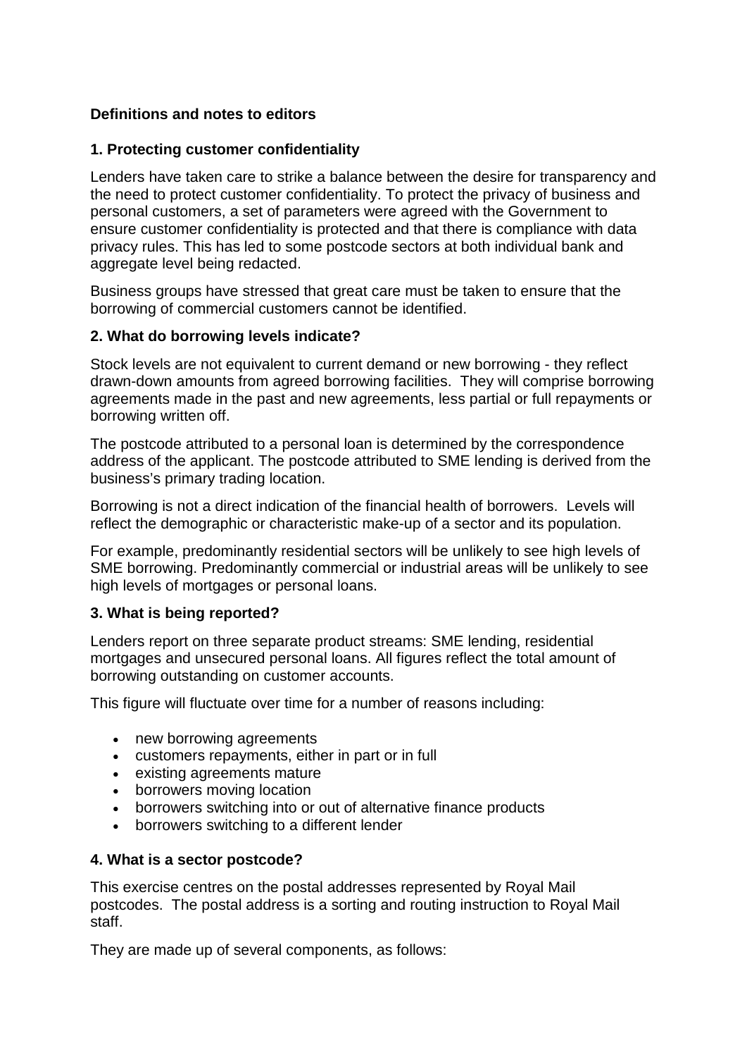**Definitions and notes to editors**

**1. Protecting customer confidentiality**

Lenders have taken care to strike a balance between the desire for transparency and the need to protect customer confidentiality. To protect the privacy of business and personal customers, a set of parameters were agreed with the Government to ensure customer confidentiality is protected and that there is compliance with data privacy rules. This has led to some postcode sectors at both individual bank and aggregate level being redacted.

Business groups have stressed that great care must be taken to ensure that the borrowing of commercial customers cannot be identified.

**2. What do borrowing levels indicate?**

Stock levels are not equivalent to current demand or new borrowing - they reflect drawn-down amounts from agreed borrowing facilities. They will comprise borrowing agreements made in the past and new agreements, less partial or full repayments or borrowing written off.

The postcode attributed to a personal loan is determined by the correspondence address of the applicant. The postcode attributed to SME lending is derived from the business's primary trading location.

Borrowing is not a direct indication of the financial health of borrowers. Levels will reflect the demographic or characteristic make-up of a sector and its population.

For example, predominantly residential sectors will be unlikely to see high levels of SME borrowing. Predominantly commercial or industrial areas will be unlikely to see high levels of mortgages or personal loans.

**3. What is being reported?**

Lenders report on three separate product streams: SME lending, residential mortgages and unsecured personal loans. All figures reflect the total amount of borrowing outstanding on customer accounts.

This figure will fluctuate over time for a number of reasons including:

- new borrowing agreements
- customers repayments, either in part or in full
- existing agreements mature
- borrowers moving location
- borrowers switching into or out of alternative finance products
- borrowers switching to a different lender

**4. What is a sector postcode?**

This exercise centres on the postal addresses represented by Royal Mail postcodes. The postal address is a sorting and routing instruction to Royal Mail staff.

They are made up of several components, as follows: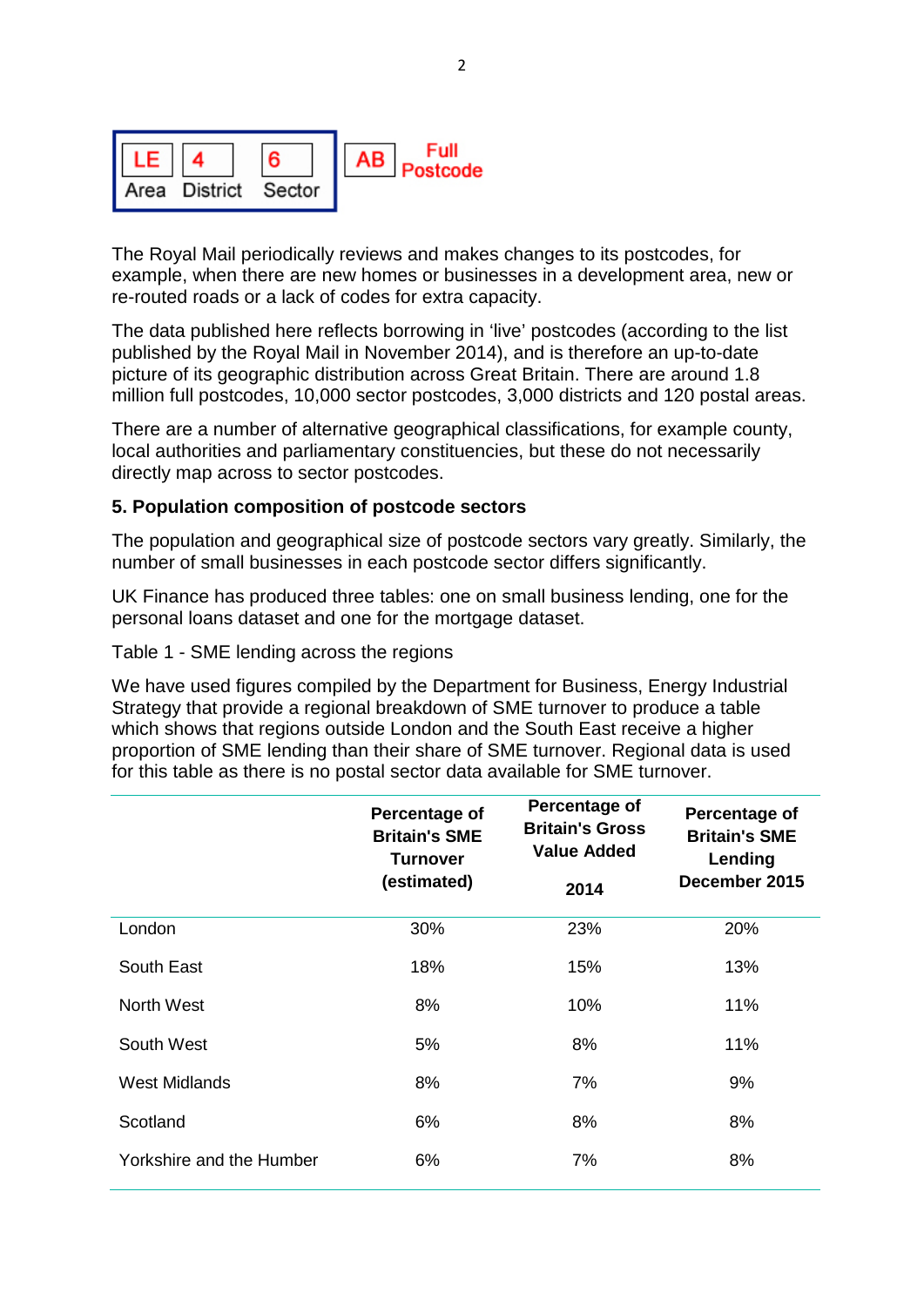| LE | 4 | 6 | AB |
| --- | --- | --- | --- |
| Area | District | Sector | Full Postcode |

The Royal Mail periodically reviews and makes changes to its postcodes, for example, when there are new homes or businesses in a development area, new or re-routed roads or a lack of codes for extra capacity.

The data published here reflects borrowing in 'live' postcodes (according to the list published by the Royal Mail in November 2014), and is therefore an up-to-date picture of its geographic distribution across Great Britain. There are around 1.8 million full postcodes, 10,000 sector postcodes, 3,000 districts and 120 postal areas.

There are a number of alternative geographical classifications, for example county, local authorities and parliamentary constituencies, but these do not necessarily directly map across to sector postcodes.

### 5. Population composition of postcode sectors

The population and geographical size of postcode sectors vary greatly. Similarly, the number of small businesses in each postcode sector differs significantly.

UK Finance has produced three tables: one on small business lending, one for the personal loans dataset and one for the mortgage dataset.

Table 1 - SME lending across the regions

We have used figures compiled by the Department for Business, Energy Industrial Strategy that provide a regional breakdown of SME turnover to produce a table which shows that regions outside London and the South East receive a higher proportion of SME lending than their share of SME turnover. Regional data is used for this table as there is no postal sector data available for SME turnover.

| | Percentage of Britain's SME Turnover (estimated) | Percentage of Britain's Gross Value Added 2014 | Percentage of Britain's SME Lending December 2015 |
| --- | --- | --- | --- |
| London | 30% | 23% | 20% |
| South East | 18% | 15% | 13% |
| North West | 8% | 10% | 11% |
| South West | 5% | 8% | 11% |
| West Midlands | 8% | 7% | 9% |
| Scotland | 6% | 8% | 8% |
| Yorkshire and the Humber | 6% | 7% | 8% |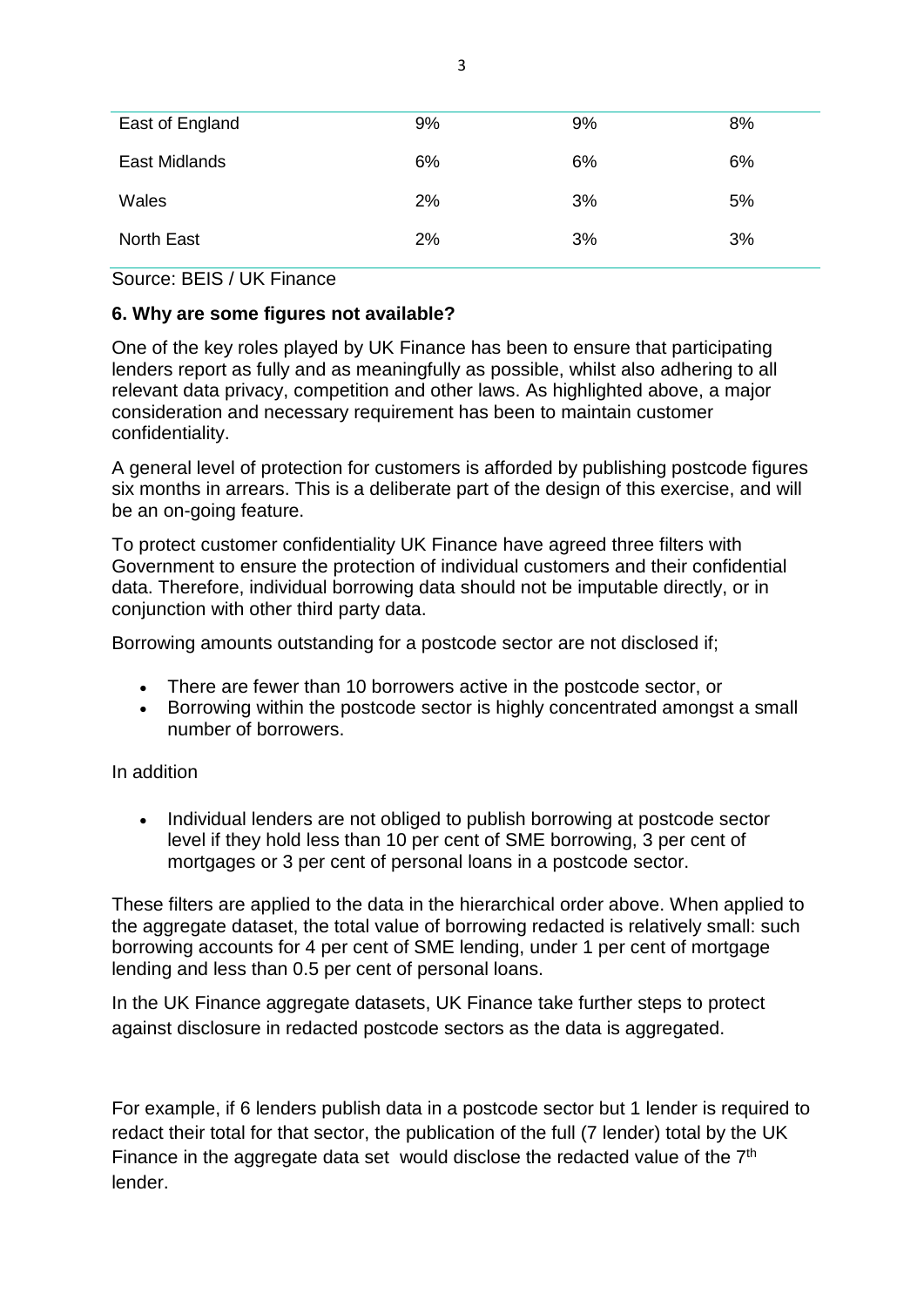| | | | |
|---|---|---|---|
| East of England | 9% | 9% | 8% |
| East Midlands | 6% | 6% | 6% |
| Wales | 2% | 3% | 5% |
| North East | 2% | 3% | 3% |

Source: BEIS / UK Finance

**6. Why are some figures not available?**

One of the key roles played by UK Finance has been to ensure that participating lenders report as fully and as meaningfully as possible, whilst also adhering to all relevant data privacy, competition and other laws. As highlighted above, a major consideration and necessary requirement has been to maintain customer confidentiality.

A general level of protection for customers is afforded by publishing postcode figures six months in arrears. This is a deliberate part of the design of this exercise, and will be an on-going feature.

To protect customer confidentiality UK Finance have agreed three filters with Government to ensure the protection of individual customers and their confidential data. Therefore, individual borrowing data should not be imputable directly, or in conjunction with other third party data.

Borrowing amounts outstanding for a postcode sector are not disclosed if;

- There are fewer than 10 borrowers active in the postcode sector, or
- Borrowing within the postcode sector is highly concentrated amongst a small number of borrowers.

In addition

- Individual lenders are not obliged to publish borrowing at postcode sector level if they hold less than 10 per cent of SME borrowing, 3 per cent of mortgages or 3 per cent of personal loans in a postcode sector.

These filters are applied to the data in the hierarchical order above. When applied to the aggregate dataset, the total value of borrowing redacted is relatively small: such borrowing accounts for 4 per cent of SME lending, under 1 per cent of mortgage lending and less than 0.5 per cent of personal loans.

In the UK Finance aggregate datasets, UK Finance take further steps to protect against disclosure in redacted postcode sectors as the data is aggregated.

For example, if 6 lenders publish data in a postcode sector but 1 lender is required to redact their total for that sector, the publication of the full (7 lender) total by the UK Finance in the aggregate data set would disclose the redacted value of the 7th lender.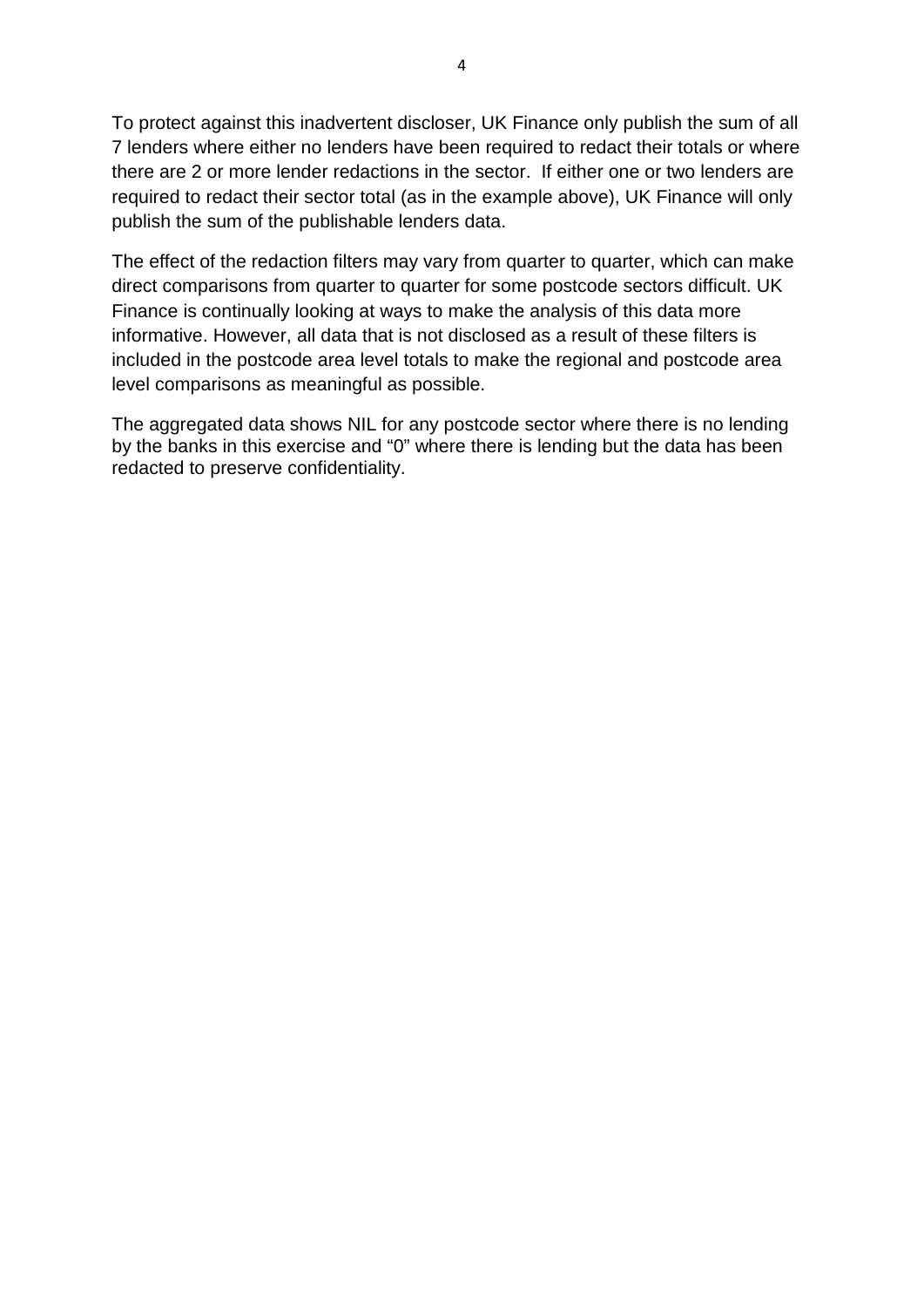To protect against this inadvertent discloser, UK Finance only publish the sum of all 7 lenders where either no lenders have been required to redact their totals or where there are 2 or more lender redactions in the sector. If either one or two lenders are required to redact their sector total (as in the example above), UK Finance will only publish the sum of the publishable lenders data.

The effect of the redaction filters may vary from quarter to quarter, which can make direct comparisons from quarter to quarter for some postcode sectors difficult. UK Finance is continually looking at ways to make the analysis of this data more informative. However, all data that is not disclosed as a result of these filters is included in the postcode area level totals to make the regional and postcode area level comparisons as meaningful as possible.

The aggregated data shows NIL for any postcode sector where there is no lending by the banks in this exercise and "0" where there is lending but the data has been redacted to preserve confidentiality.